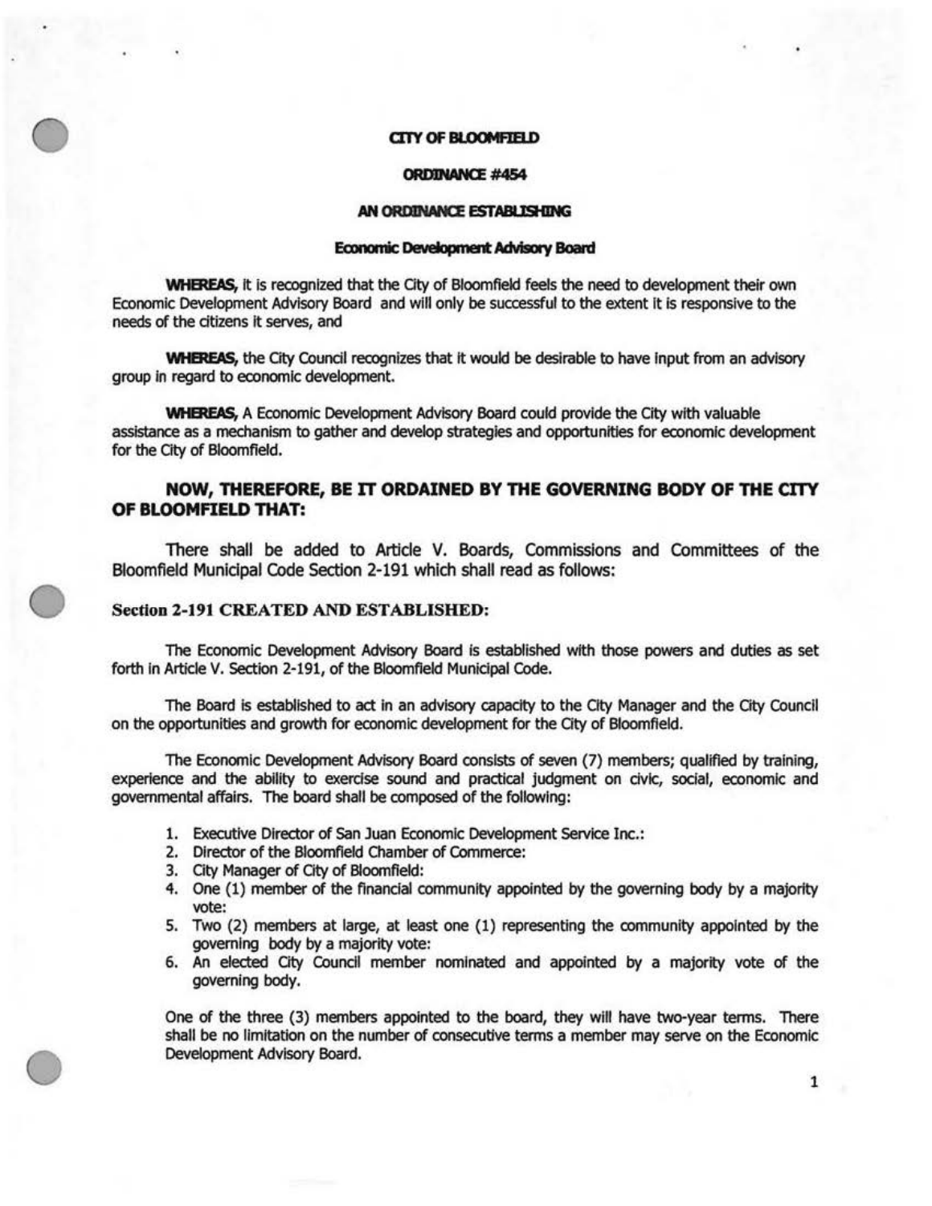# CITY OF BLOOMFIELD

## ORDINANCE #454

## AN ORDINANCE ESTABLISHING

## Economic Development Advisory Board

**WHEREAS,** it is recognized that the City of Bloomfield feels the need to development their own Economic Development Advisory Board and will only be successful to the extent it is responsive to the needs of the citizens it serves, and

**WHEREAS,** the City Council recognizes that it would be desirable to have input from an advisory group in regard to economic development.

**WHEREAS,** A Economic Development Advisory Board could provide the City with valuable assistance as a mechanism to gather and develop strategies and opportunities for economic development for the City of Bloomfield.

**NOW, THEREFORE, BE IT ORDAINED BY THE GOVERNING BODY OF THE CITY OF BLOOMFIELD THAT:**

There shall be added to Article V. Boards, Commissions and Committees of the Bloomfield Municipal Code Section 2-191 which shall read as follows:

### Section 2-191 CREATED AND ESTABLISHED:

The Economic Development Advisory Board is established with those powers and duties as set forth in Article V. Section 2-191, of the Bloomfield Municipal Code.

The Board is established to act in an advisory capacity to the City Manager and the City Council on the opportunities and growth for economic development for the City of Bloomfield.

The Economic Development Advisory Board consists of seven (7) members; qualified by training, experience and the ability to exercise sound and practical judgment on civic, social, economic and governmental affairs. The board shall be composed of the following:

1. Executive Director of San Juan Economic Development Service Inc.:
2. Director of the Bloomfield Chamber of Commerce:
3. City Manager of City of Bloomfield:
4. One (1) member of the financial community appointed by the governing body by a majority vote:
5. Two (2) members at large, at least one (1) representing the community appointed by the governing body by a majority vote:
6. An elected City Council member nominated and appointed by a majority vote of the governing body.

One of the three (3) members appointed to the board, they will have two-year terms. There shall be no limitation on the number of consecutive terms a member may serve on the Economic Development Advisory Board.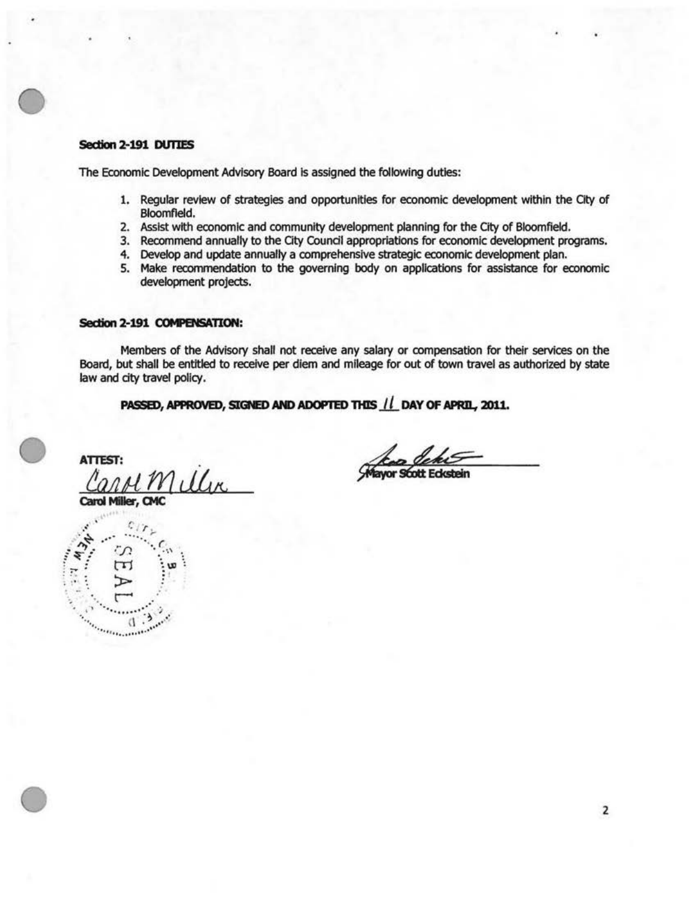### Section 2-191 DUTIES

The Economic Development Advisory Board is assigned the following duties:

1. Regular review of strategies and opportunities for economic development within the City of Bloomfield.
2. Assist with economic and community development planning for the City of Bloomfield.
3. Recommend annually to the City Council appropriations for economic development programs.
4. Develop and update annually a comprehensive strategic economic development plan.
5. Make recommendation to the governing body on applications for assistance for economic development projects.

### Section 2-191 COMPENSATION:

Members of the Advisory shall not receive any salary or compensation for their services on the Board, but shall be entitled to receive per diem and mileage for out of town travel as authorized by state law and city travel policy.

**PASSED, APPROVED, SIGNED AND ADOPTED THIS 11 DAY OF APRIL, 2011.**

**ATTEST:**

Carol Miller

**Carol Miller, CMC**

Mayor Scott Eckstein

CITY OF BLOOMFIELD NEW MEXICO SEAL